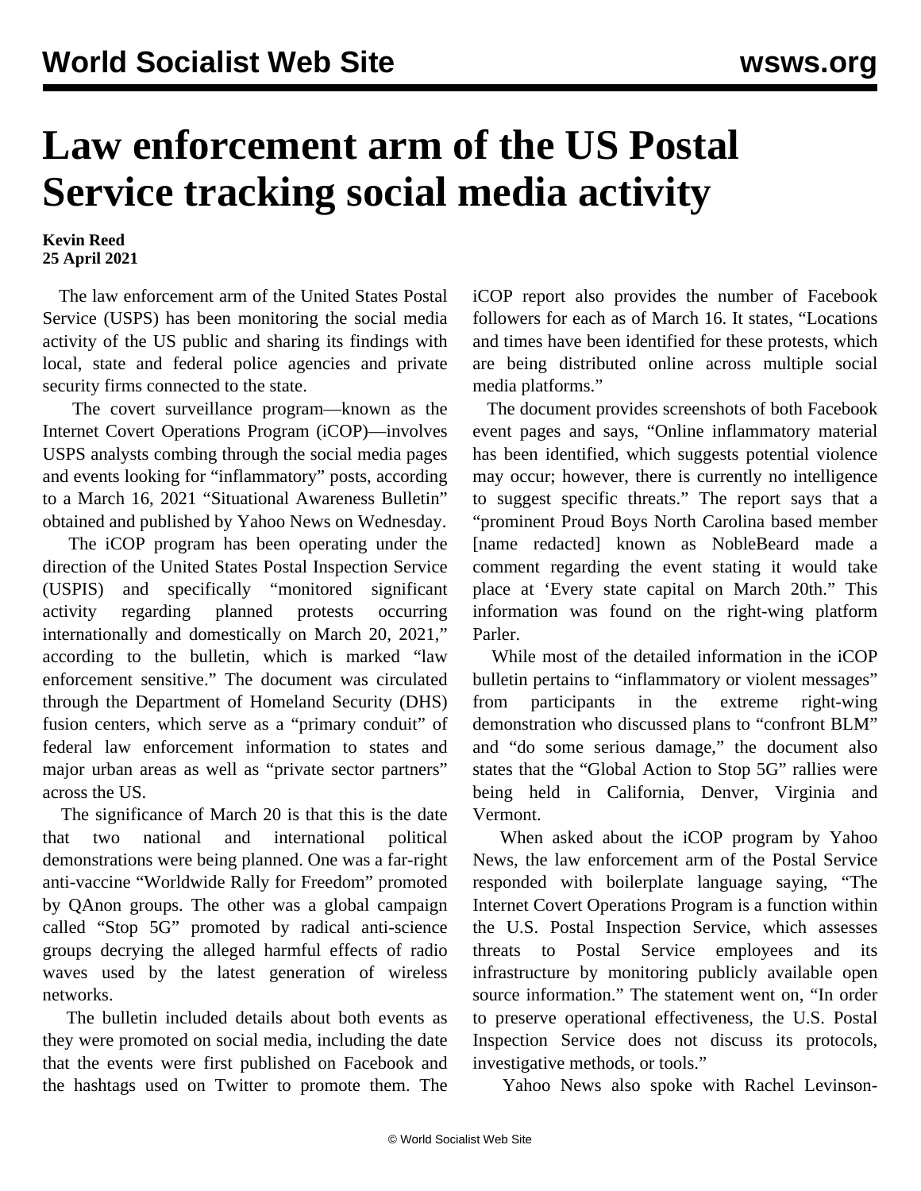# Law enforcement arm of the US Postal Service tracking social media activity

**Kevin Reed**
**25 April 2021**

The law enforcement arm of the United States Postal Service (USPS) has been monitoring the social media activity of the US public and sharing its findings with local, state and federal police agencies and private security firms connected to the state.

The covert surveillance program—known as the Internet Covert Operations Program (iCOP)—involves USPS analysts combing through the social media pages and events looking for "inflammatory" posts, according to a March 16, 2021 "Situational Awareness Bulletin" obtained and published by Yahoo News on Wednesday.

The iCOP program has been operating under the direction of the United States Postal Inspection Service (USPIS) and specifically "monitored significant activity regarding planned protests occurring internationally and domestically on March 20, 2021," according to the bulletin, which is marked "law enforcement sensitive." The document was circulated through the Department of Homeland Security (DHS) fusion centers, which serve as a "primary conduit" of federal law enforcement information to states and major urban areas as well as "private sector partners" across the US.

The significance of March 20 is that this is the date that two national and international political demonstrations were being planned. One was a far-right anti-vaccine "Worldwide Rally for Freedom" promoted by QAnon groups. The other was a global campaign called "Stop 5G" promoted by radical anti-science groups decrying the alleged harmful effects of radio waves used by the latest generation of wireless networks.

The bulletin included details about both events as they were promoted on social media, including the date that the events were first published on Facebook and the hashtags used on Twitter to promote them. The iCOP report also provides the number of Facebook followers for each as of March 16. It states, "Locations and times have been identified for these protests, which are being distributed online across multiple social media platforms."

The document provides screenshots of both Facebook event pages and says, "Online inflammatory material has been identified, which suggests potential violence may occur; however, there is currently no intelligence to suggest specific threats." The report says that a "prominent Proud Boys North Carolina based member [name redacted] known as NobleBeard made a comment regarding the event stating it would take place at 'Every state capital on March 20th." This information was found on the right-wing platform Parler.

While most of the detailed information in the iCOP bulletin pertains to "inflammatory or violent messages" from participants in the extreme right-wing demonstration who discussed plans to "confront BLM" and "do some serious damage," the document also states that the "Global Action to Stop 5G" rallies were being held in California, Denver, Virginia and Vermont.

When asked about the iCOP program by Yahoo News, the law enforcement arm of the Postal Service responded with boilerplate language saying, "The Internet Covert Operations Program is a function within the U.S. Postal Inspection Service, which assesses threats to Postal Service employees and its infrastructure by monitoring publicly available open source information." The statement went on, "In order to preserve operational effectiveness, the U.S. Postal Inspection Service does not discuss its protocols, investigative methods, or tools."

Yahoo News also spoke with Rachel Levinson-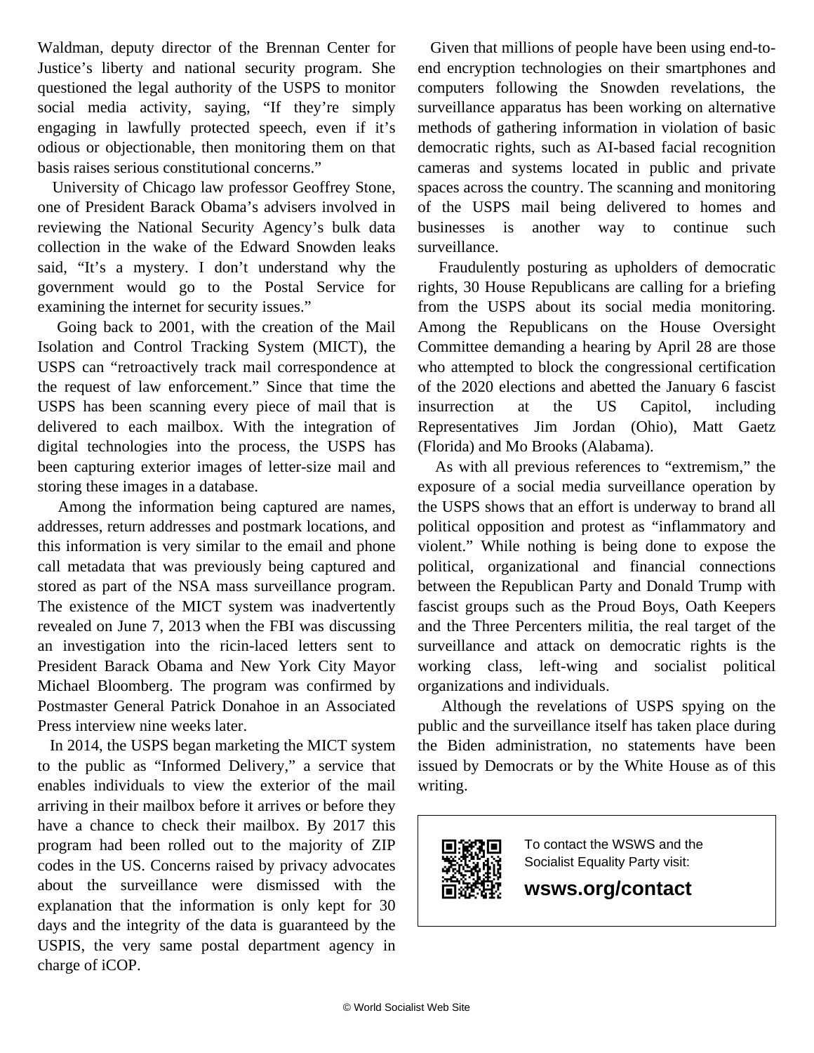Waldman, deputy director of the Brennan Center for Justice's liberty and national security program. She questioned the legal authority of the USPS to monitor social media activity, saying, "If they're simply engaging in lawfully protected speech, even if it's odious or objectionable, then monitoring them on that basis raises serious constitutional concerns."

University of Chicago law professor Geoffrey Stone, one of President Barack Obama's advisers involved in reviewing the National Security Agency's bulk data collection in the wake of the Edward Snowden leaks said, "It's a mystery. I don't understand why the government would go to the Postal Service for examining the internet for security issues."

Going back to 2001, with the creation of the Mail Isolation and Control Tracking System (MICT), the USPS can "retroactively track mail correspondence at the request of law enforcement." Since that time the USPS has been scanning every piece of mail that is delivered to each mailbox. With the integration of digital technologies into the process, the USPS has been capturing exterior images of letter-size mail and storing these images in a database.

Among the information being captured are names, addresses, return addresses and postmark locations, and this information is very similar to the email and phone call metadata that was previously being captured and stored as part of the NSA mass surveillance program. The existence of the MICT system was inadvertently revealed on June 7, 2013 when the FBI was discussing an investigation into the ricin-laced letters sent to President Barack Obama and New York City Mayor Michael Bloomberg. The program was confirmed by Postmaster General Patrick Donahoe in an Associated Press interview nine weeks later.

In 2014, the USPS began marketing the MICT system to the public as "Informed Delivery," a service that enables individuals to view the exterior of the mail arriving in their mailbox before it arrives or before they have a chance to check their mailbox. By 2017 this program had been rolled out to the majority of ZIP codes in the US. Concerns raised by privacy advocates about the surveillance were dismissed with the explanation that the information is only kept for 30 days and the integrity of the data is guaranteed by the USPIS, the very same postal department agency in charge of iCOP.

Given that millions of people have been using end-to-end encryption technologies on their smartphones and computers following the Snowden revelations, the surveillance apparatus has been working on alternative methods of gathering information in violation of basic democratic rights, such as AI-based facial recognition cameras and systems located in public and private spaces across the country. The scanning and monitoring of the USPS mail being delivered to homes and businesses is another way to continue such surveillance.

Fraudulently posturing as upholders of democratic rights, 30 House Republicans are calling for a briefing from the USPS about its social media monitoring. Among the Republicans on the House Oversight Committee demanding a hearing by April 28 are those who attempted to block the congressional certification of the 2020 elections and abetted the January 6 fascist insurrection at the US Capitol, including Representatives Jim Jordan (Ohio), Matt Gaetz (Florida) and Mo Brooks (Alabama).

As with all previous references to "extremism," the exposure of a social media surveillance operation by the USPS shows that an effort is underway to brand all political opposition and protest as "inflammatory and violent." While nothing is being done to expose the political, organizational and financial connections between the Republican Party and Donald Trump with fascist groups such as the Proud Boys, Oath Keepers and the Three Percenters militia, the real target of the surveillance and attack on democratic rights is the working class, left-wing and socialist political organizations and individuals.

Although the revelations of USPS spying on the public and the surveillance itself has taken place during the Biden administration, no statements have been issued by Democrats or by the White House as of this writing.

To contact the WSWS and the Socialist Equality Party visit:

**wsws.org/contact**